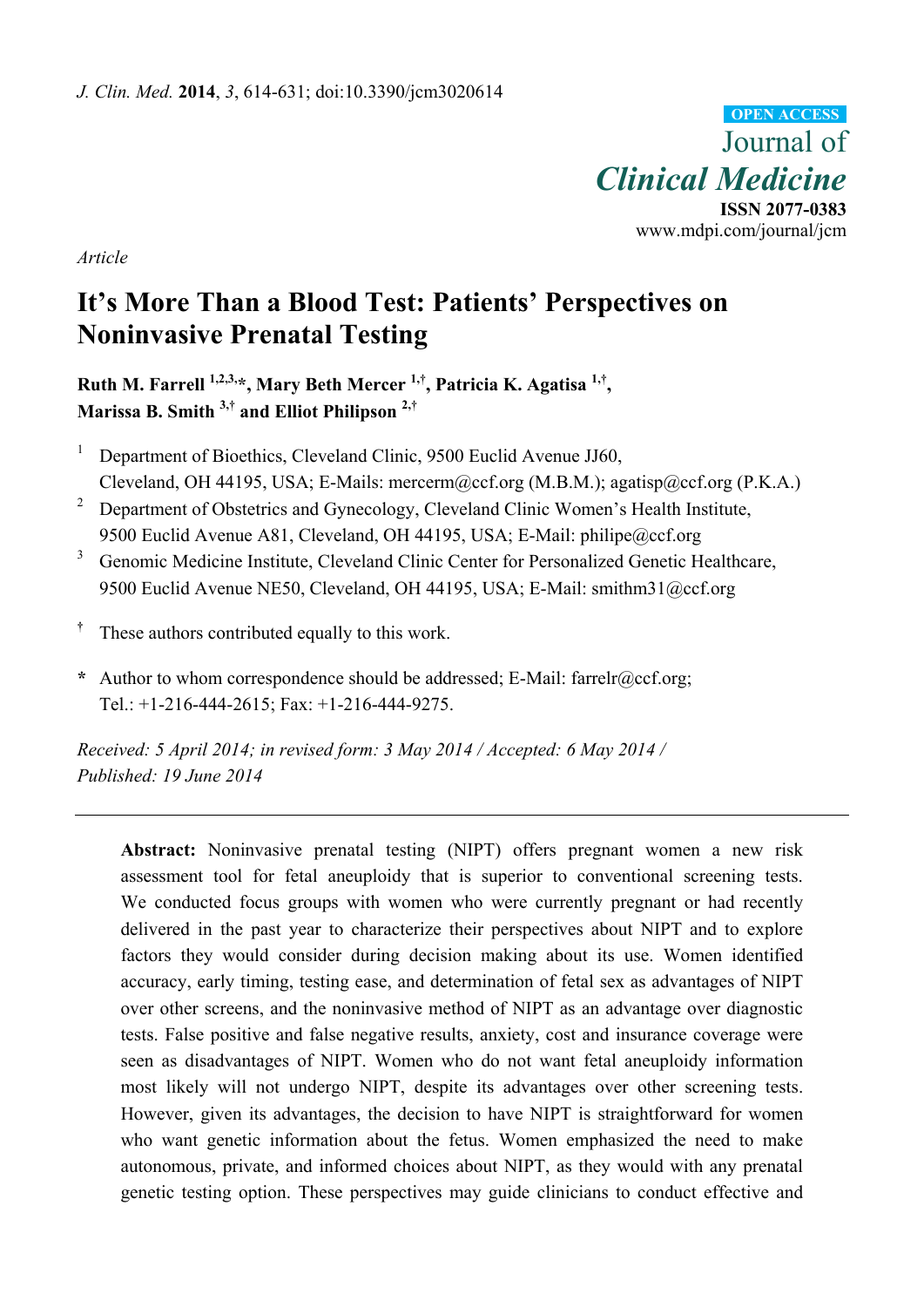*J. Clin. Med.* **2014**, *3*, 614-631; doi:10.3390/jcm3020614

OPEN ACCESS

Journal of *Clinical Medicine*

**ISSN 2077-0383**

www.mdpi.com/journal/jcm

*Article*

# It's More Than a Blood Test: Patients' Perspectives on Noninvasive Prenatal Testing

**Ruth M. Farrell [1,2,3,*], Mary Beth Mercer [1,†], Patricia K. Agatisa [1,†], Marissa B. Smith [3,†] and Elliot Philipson [2,†]**

[1] Department of Bioethics, Cleveland Clinic, 9500 Euclid Avenue JJ60, Cleveland, OH 44195, USA; E-Mails: mercerm@ccf.org (M.B.M.); agatisp@ccf.org (P.K.A.)

[2] Department of Obstetrics and Gynecology, Cleveland Clinic Women's Health Institute, 9500 Euclid Avenue A81, Cleveland, OH 44195, USA; E-Mail: philipe@ccf.org

[3] Genomic Medicine Institute, Cleveland Clinic Center for Personalized Genetic Healthcare, 9500 Euclid Avenue NE50, Cleveland, OH 44195, USA; E-Mail: smithm31@ccf.org

† These authors contributed equally to this work.

\* Author to whom correspondence should be addressed; E-Mail: farrelr@ccf.org; Tel.: +1-216-444-2615; Fax: +1-216-444-9275.

*Received: 5 April 2014; in revised form: 3 May 2014 / Accepted: 6 May 2014 / Published: 19 June 2014*

---

**Abstract:** Noninvasive prenatal testing (NIPT) offers pregnant women a new risk assessment tool for fetal aneuploidy that is superior to conventional screening tests. We conducted focus groups with women who were currently pregnant or had recently delivered in the past year to characterize their perspectives about NIPT and to explore factors they would consider during decision making about its use. Women identified accuracy, early timing, testing ease, and determination of fetal sex as advantages of NIPT over other screens, and the noninvasive method of NIPT as an advantage over diagnostic tests. False positive and false negative results, anxiety, cost and insurance coverage were seen as disadvantages of NIPT. Women who do not want fetal aneuploidy information most likely will not undergo NIPT, despite its advantages over other screening tests. However, given its advantages, the decision to have NIPT is straightforward for women who want genetic information about the fetus. Women emphasized the need to make autonomous, private, and informed choices about NIPT, as they would with any prenatal genetic testing option. These perspectives may guide clinicians to conduct effective and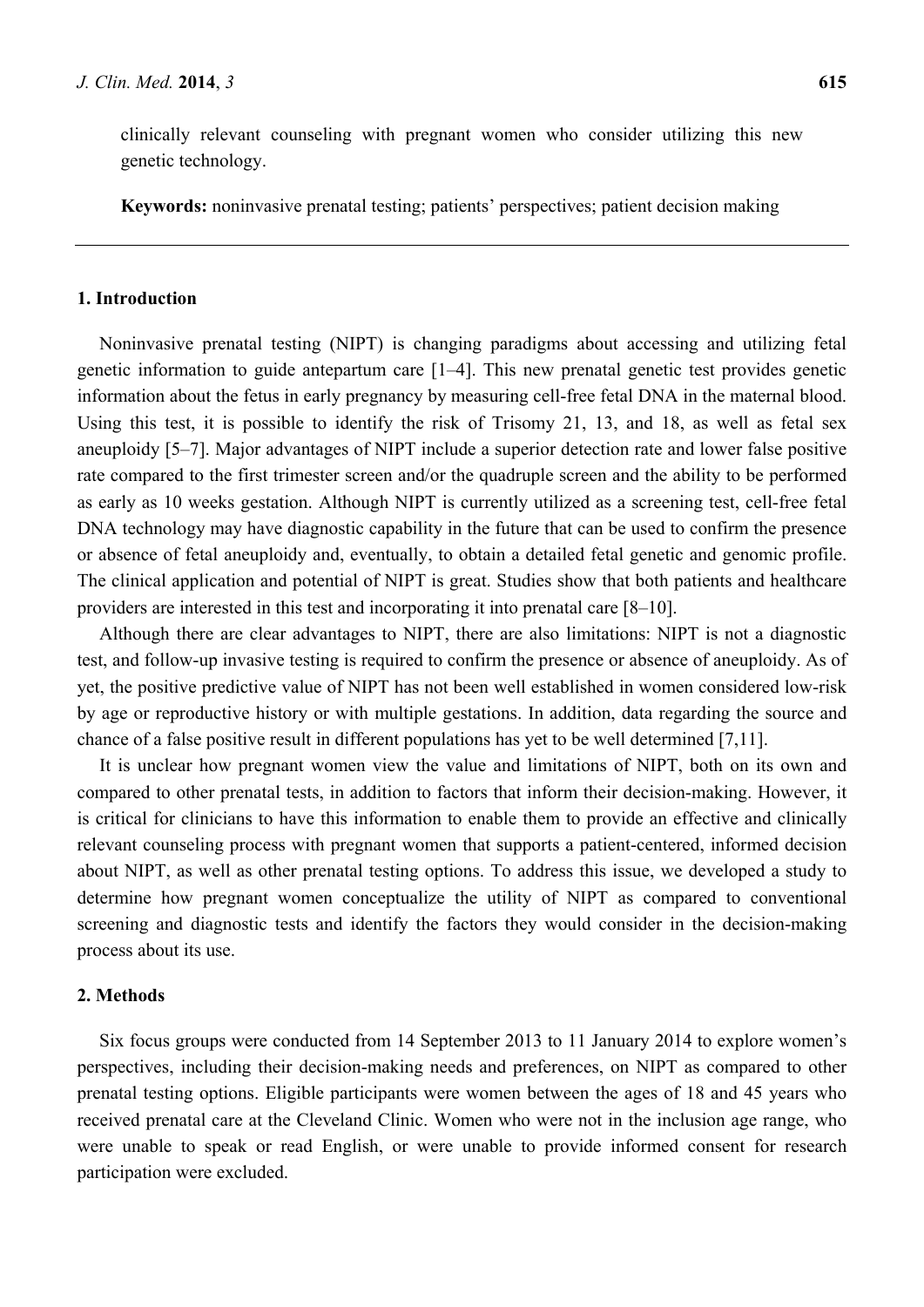clinically relevant counseling with pregnant women who consider utilizing this new genetic technology.

**Keywords:** noninvasive prenatal testing; patients' perspectives; patient decision making

## 1. Introduction

Noninvasive prenatal testing (NIPT) is changing paradigms about accessing and utilizing fetal genetic information to guide antepartum care [1–4]. This new prenatal genetic test provides genetic information about the fetus in early pregnancy by measuring cell-free fetal DNA in the maternal blood. Using this test, it is possible to identify the risk of Trisomy 21, 13, and 18, as well as fetal sex aneuploidy [5–7]. Major advantages of NIPT include a superior detection rate and lower false positive rate compared to the first trimester screen and/or the quadruple screen and the ability to be performed as early as 10 weeks gestation. Although NIPT is currently utilized as a screening test, cell-free fetal DNA technology may have diagnostic capability in the future that can be used to confirm the presence or absence of fetal aneuploidy and, eventually, to obtain a detailed fetal genetic and genomic profile. The clinical application and potential of NIPT is great. Studies show that both patients and healthcare providers are interested in this test and incorporating it into prenatal care [8–10].

Although there are clear advantages to NIPT, there are also limitations: NIPT is not a diagnostic test, and follow-up invasive testing is required to confirm the presence or absence of aneuploidy. As of yet, the positive predictive value of NIPT has not been well established in women considered low-risk by age or reproductive history or with multiple gestations. In addition, data regarding the source and chance of a false positive result in different populations has yet to be well determined [7,11].

It is unclear how pregnant women view the value and limitations of NIPT, both on its own and compared to other prenatal tests, in addition to factors that inform their decision-making. However, it is critical for clinicians to have this information to enable them to provide an effective and clinically relevant counseling process with pregnant women that supports a patient-centered, informed decision about NIPT, as well as other prenatal testing options. To address this issue, we developed a study to determine how pregnant women conceptualize the utility of NIPT as compared to conventional screening and diagnostic tests and identify the factors they would consider in the decision-making process about its use.

## 2. Methods

Six focus groups were conducted from 14 September 2013 to 11 January 2014 to explore women's perspectives, including their decision-making needs and preferences, on NIPT as compared to other prenatal testing options. Eligible participants were women between the ages of 18 and 45 years who received prenatal care at the Cleveland Clinic. Women who were not in the inclusion age range, who were unable to speak or read English, or were unable to provide informed consent for research participation were excluded.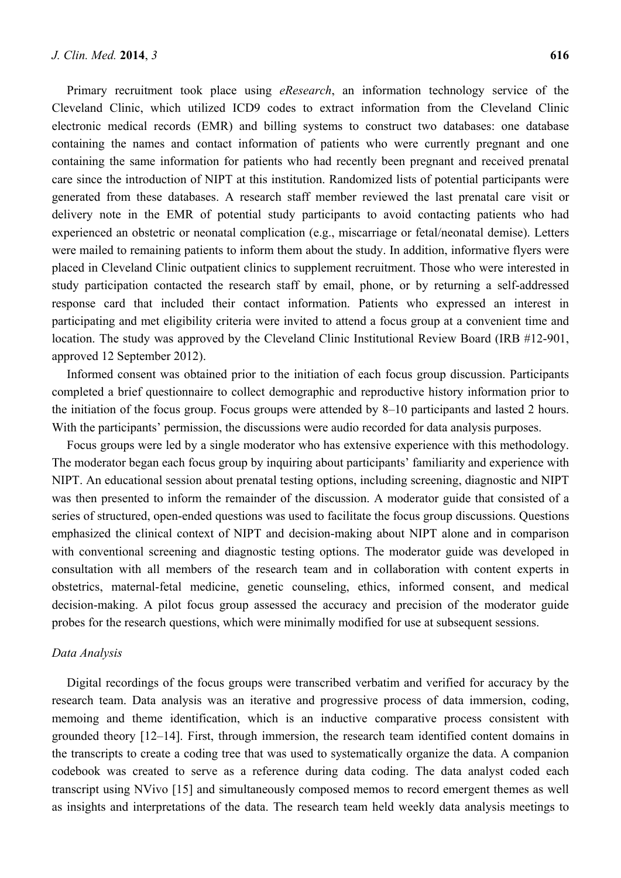Primary recruitment took place using *eResearch*, an information technology service of the Cleveland Clinic, which utilized ICD9 codes to extract information from the Cleveland Clinic electronic medical records (EMR) and billing systems to construct two databases: one database containing the names and contact information of patients who were currently pregnant and one containing the same information for patients who had recently been pregnant and received prenatal care since the introduction of NIPT at this institution. Randomized lists of potential participants were generated from these databases. A research staff member reviewed the last prenatal care visit or delivery note in the EMR of potential study participants to avoid contacting patients who had experienced an obstetric or neonatal complication (e.g., miscarriage or fetal/neonatal demise). Letters were mailed to remaining patients to inform them about the study. In addition, informative flyers were placed in Cleveland Clinic outpatient clinics to supplement recruitment. Those who were interested in study participation contacted the research staff by email, phone, or by returning a self-addressed response card that included their contact information. Patients who expressed an interest in participating and met eligibility criteria were invited to attend a focus group at a convenient time and location. The study was approved by the Cleveland Clinic Institutional Review Board (IRB #12-901, approved 12 September 2012).

Informed consent was obtained prior to the initiation of each focus group discussion. Participants completed a brief questionnaire to collect demographic and reproductive history information prior to the initiation of the focus group. Focus groups were attended by 8–10 participants and lasted 2 hours. With the participants' permission, the discussions were audio recorded for data analysis purposes.

Focus groups were led by a single moderator who has extensive experience with this methodology. The moderator began each focus group by inquiring about participants' familiarity and experience with NIPT. An educational session about prenatal testing options, including screening, diagnostic and NIPT was then presented to inform the remainder of the discussion. A moderator guide that consisted of a series of structured, open-ended questions was used to facilitate the focus group discussions. Questions emphasized the clinical context of NIPT and decision-making about NIPT alone and in comparison with conventional screening and diagnostic testing options. The moderator guide was developed in consultation with all members of the research team and in collaboration with content experts in obstetrics, maternal-fetal medicine, genetic counseling, ethics, informed consent, and medical decision-making. A pilot focus group assessed the accuracy and precision of the moderator guide probes for the research questions, which were minimally modified for use at subsequent sessions.

*Data Analysis*

Digital recordings of the focus groups were transcribed verbatim and verified for accuracy by the research team. Data analysis was an iterative and progressive process of data immersion, coding, memoing and theme identification, which is an inductive comparative process consistent with grounded theory [12–14]. First, through immersion, the research team identified content domains in the transcripts to create a coding tree that was used to systematically organize the data. A companion codebook was created to serve as a reference during data coding. The data analyst coded each transcript using NVivo [15] and simultaneously composed memos to record emergent themes as well as insights and interpretations of the data. The research team held weekly data analysis meetings to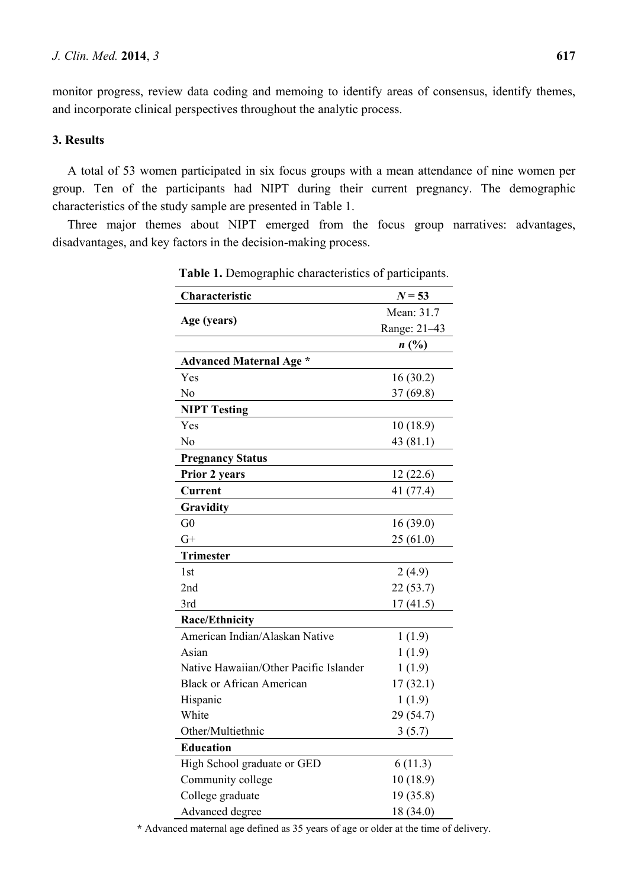monitor progress, review data coding and memoing to identify areas of consensus, identify themes, and incorporate clinical perspectives throughout the analytic process.

## 3. Results

A total of 53 women participated in six focus groups with a mean attendance of nine women per group. Ten of the participants had NIPT during their current pregnancy. The demographic characteristics of the study sample are presented in Table 1.

Three major themes about NIPT emerged from the focus group narratives: advantages, disadvantages, and key factors in the decision-making process.

**Table 1.** Demographic characteristics of participants.

| Characteristic | *N* = 53 |
|---|---|
| **Age (years)** | Mean: 31.7<br>Range: 21–43 |
| | ***n* (%)** |
| **Advanced Maternal Age *** | |
| Yes | 16 (30.2) |
| No | 37 (69.8) |
| **NIPT Testing** | |
| Yes | 10 (18.9) |
| No | 43 (81.1) |
| **Pregnancy Status** | |
| **Prior 2 years** | 12 (22.6) |
| **Current** | 41 (77.4) |
| **Gravidity** | |
| G0 | 16 (39.0) |
| G+ | 25 (61.0) |
| **Trimester** | |
| 1st | 2 (4.9) |
| 2nd | 22 (53.7) |
| 3rd | 17 (41.5) |
| **Race/Ethnicity** | |
| American Indian/Alaskan Native | 1 (1.9) |
| Asian | 1 (1.9) |
| Native Hawaiian/Other Pacific Islander | 1 (1.9) |
| Black or African American | 17 (32.1) |
| Hispanic | 1 (1.9) |
| White | 29 (54.7) |
| Other/Multiethnic | 3 (5.7) |
| **Education** | |
| High School graduate or GED | 6 (11.3) |
| Community college | 10 (18.9) |
| College graduate | 19 (35.8) |
| Advanced degree | 18 (34.0) |

* Advanced maternal age defined as 35 years of age or older at the time of delivery.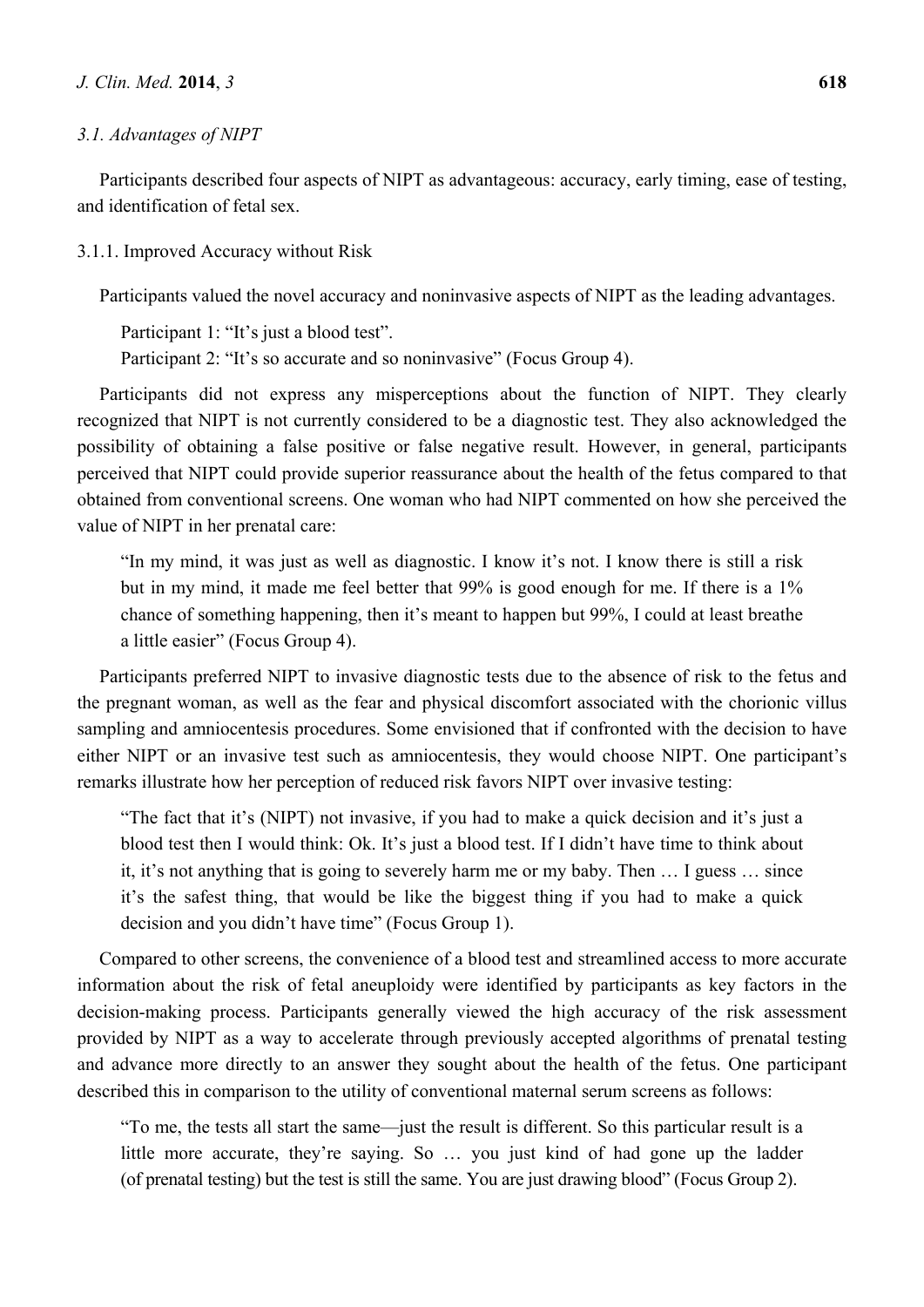### 3.1. Advantages of NIPT

Participants described four aspects of NIPT as advantageous: accuracy, early timing, ease of testing, and identification of fetal sex.

#### 3.1.1. Improved Accuracy without Risk

Participants valued the novel accuracy and noninvasive aspects of NIPT as the leading advantages.

> Participant 1: "It's just a blood test".
> Participant 2: "It's so accurate and so noninvasive" (Focus Group 4).

Participants did not express any misperceptions about the function of NIPT. They clearly recognized that NIPT is not currently considered to be a diagnostic test. They also acknowledged the possibility of obtaining a false positive or false negative result. However, in general, participants perceived that NIPT could provide superior reassurance about the health of the fetus compared to that obtained from conventional screens. One woman who had NIPT commented on how she perceived the value of NIPT in her prenatal care:

> "In my mind, it was just as well as diagnostic. I know it's not. I know there is still a risk but in my mind, it made me feel better that 99% is good enough for me. If there is a 1% chance of something happening, then it's meant to happen but 99%, I could at least breathe a little easier" (Focus Group 4).

Participants preferred NIPT to invasive diagnostic tests due to the absence of risk to the fetus and the pregnant woman, as well as the fear and physical discomfort associated with the chorionic villus sampling and amniocentesis procedures. Some envisioned that if confronted with the decision to have either NIPT or an invasive test such as amniocentesis, they would choose NIPT. One participant's remarks illustrate how her perception of reduced risk favors NIPT over invasive testing:

> "The fact that it's (NIPT) not invasive, if you had to make a quick decision and it's just a blood test then I would think: Ok. It's just a blood test. If I didn't have time to think about it, it's not anything that is going to severely harm me or my baby. Then … I guess … since it's the safest thing, that would be like the biggest thing if you had to make a quick decision and you didn't have time" (Focus Group 1).

Compared to other screens, the convenience of a blood test and streamlined access to more accurate information about the risk of fetal aneuploidy were identified by participants as key factors in the decision-making process. Participants generally viewed the high accuracy of the risk assessment provided by NIPT as a way to accelerate through previously accepted algorithms of prenatal testing and advance more directly to an answer they sought about the health of the fetus. One participant described this in comparison to the utility of conventional maternal serum screens as follows:

> "To me, the tests all start the same—just the result is different. So this particular result is a little more accurate, they're saying. So … you just kind of had gone up the ladder (of prenatal testing) but the test is still the same. You are just drawing blood" (Focus Group 2).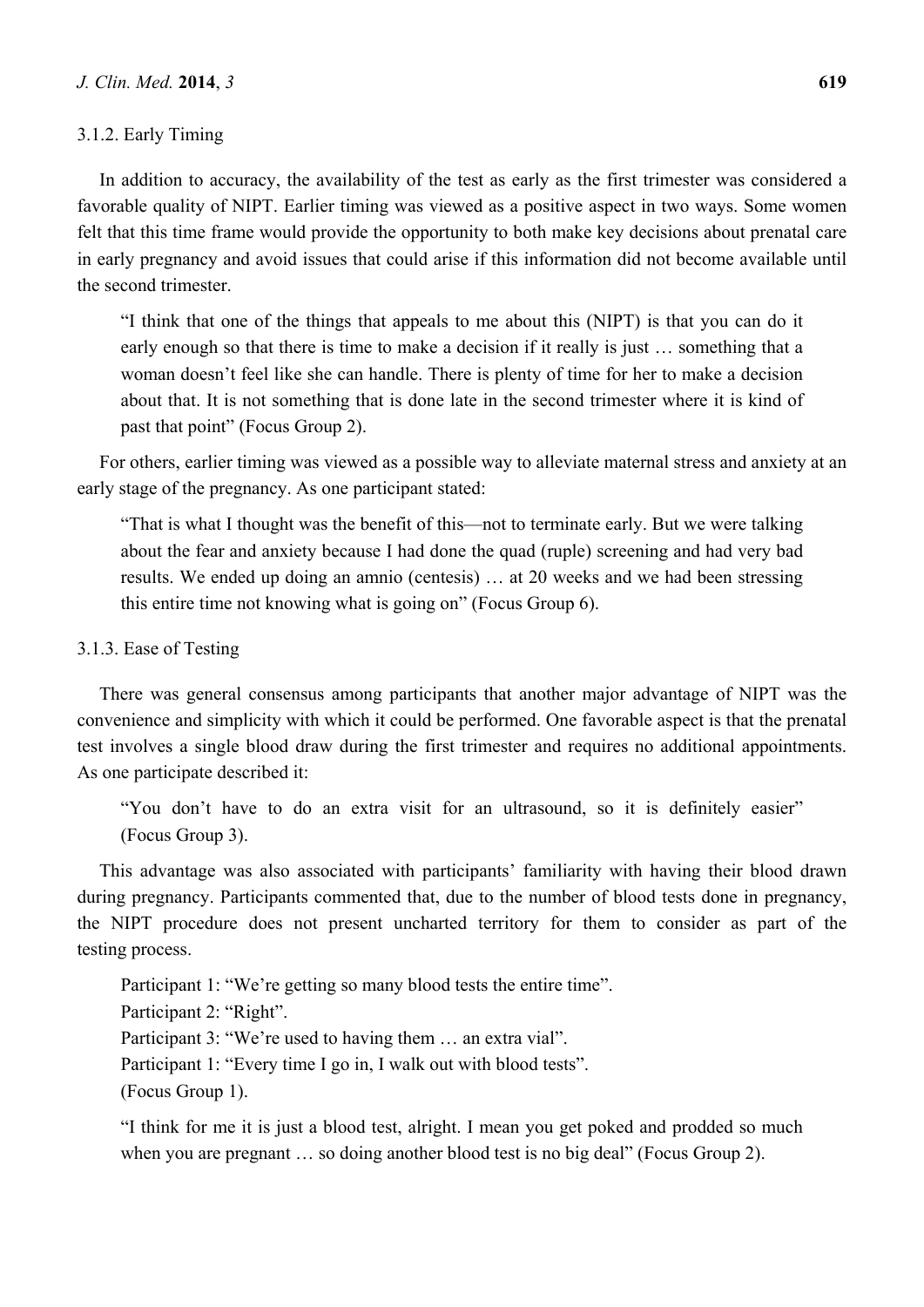#### 3.1.2. Early Timing

In addition to accuracy, the availability of the test as early as the first trimester was considered a favorable quality of NIPT. Earlier timing was viewed as a positive aspect in two ways. Some women felt that this time frame would provide the opportunity to both make key decisions about prenatal care in early pregnancy and avoid issues that could arise if this information did not become available until the second trimester.

> "I think that one of the things that appeals to me about this (NIPT) is that you can do it early enough so that there is time to make a decision if it really is just … something that a woman doesn't feel like she can handle. There is plenty of time for her to make a decision about that. It is not something that is done late in the second trimester where it is kind of past that point" (Focus Group 2).

For others, earlier timing was viewed as a possible way to alleviate maternal stress and anxiety at an early stage of the pregnancy. As one participant stated:

> "That is what I thought was the benefit of this—not to terminate early. But we were talking about the fear and anxiety because I had done the quad (ruple) screening and had very bad results. We ended up doing an amnio (centesis) … at 20 weeks and we had been stressing this entire time not knowing what is going on" (Focus Group 6).

#### 3.1.3. Ease of Testing

There was general consensus among participants that another major advantage of NIPT was the convenience and simplicity with which it could be performed. One favorable aspect is that the prenatal test involves a single blood draw during the first trimester and requires no additional appointments. As one participate described it:

> "You don't have to do an extra visit for an ultrasound, so it is definitely easier" (Focus Group 3).

This advantage was also associated with participants' familiarity with having their blood drawn during pregnancy. Participants commented that, due to the number of blood tests done in pregnancy, the NIPT procedure does not present uncharted territory for them to consider as part of the testing process.

> Participant 1: "We're getting so many blood tests the entire time".
> Participant 2: "Right".
> Participant 3: "We're used to having them … an extra vial".
> Participant 1: "Every time I go in, I walk out with blood tests".
> (Focus Group 1).

> "I think for me it is just a blood test, alright. I mean you get poked and prodded so much when you are pregnant … so doing another blood test is no big deal" (Focus Group 2).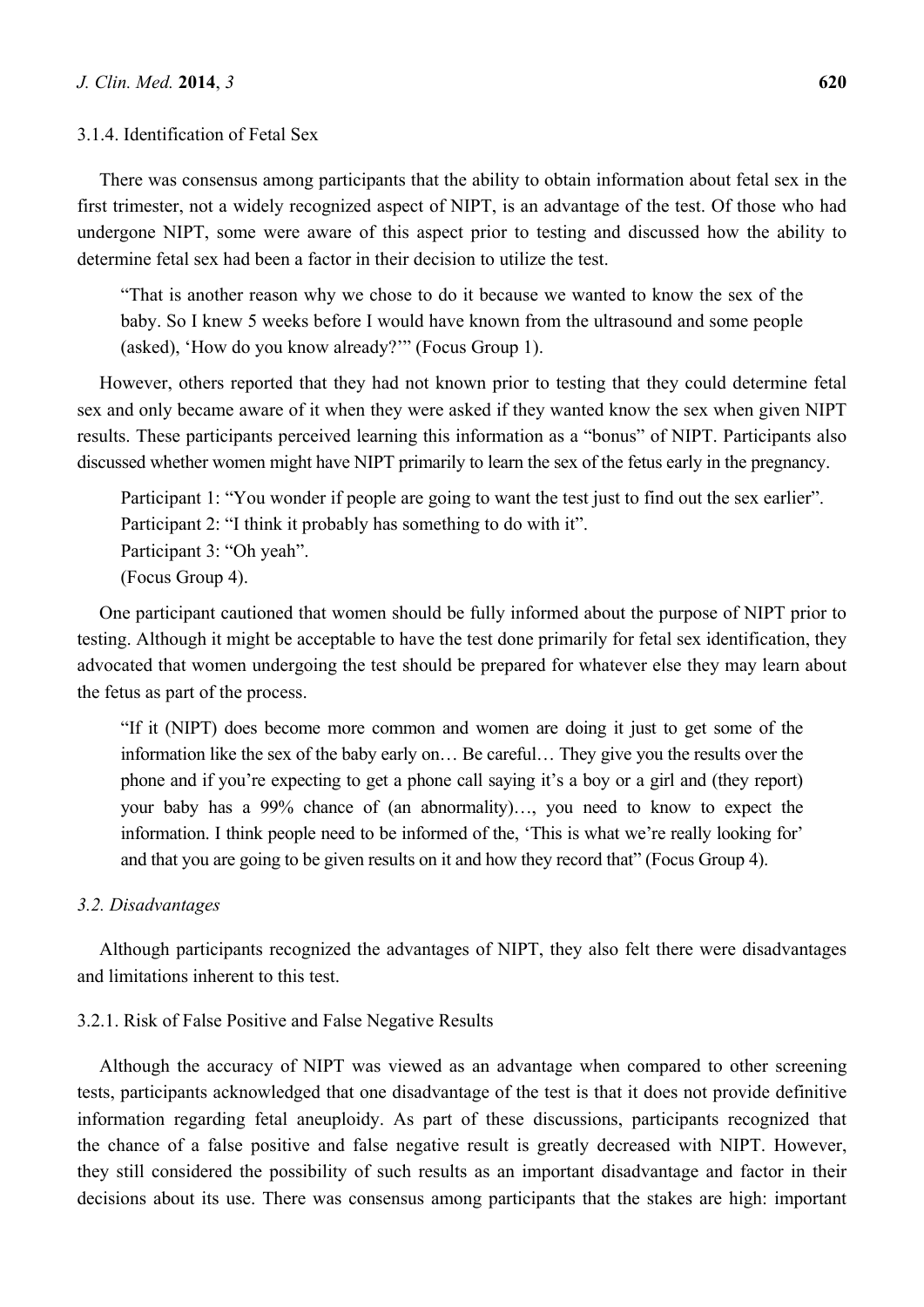#### 3.1.4. Identification of Fetal Sex

There was consensus among participants that the ability to obtain information about fetal sex in the first trimester, not a widely recognized aspect of NIPT, is an advantage of the test. Of those who had undergone NIPT, some were aware of this aspect prior to testing and discussed how the ability to determine fetal sex had been a factor in their decision to utilize the test.

> "That is another reason why we chose to do it because we wanted to know the sex of the baby. So I knew 5 weeks before I would have known from the ultrasound and some people (asked), 'How do you know already?'" (Focus Group 1).

However, others reported that they had not known prior to testing that they could determine fetal sex and only became aware of it when they were asked if they wanted know the sex when given NIPT results. These participants perceived learning this information as a "bonus" of NIPT. Participants also discussed whether women might have NIPT primarily to learn the sex of the fetus early in the pregnancy.

> Participant 1: "You wonder if people are going to want the test just to find out the sex earlier".
> Participant 2: "I think it probably has something to do with it".
> Participant 3: "Oh yeah".
> (Focus Group 4).

One participant cautioned that women should be fully informed about the purpose of NIPT prior to testing. Although it might be acceptable to have the test done primarily for fetal sex identification, they advocated that women undergoing the test should be prepared for whatever else they may learn about the fetus as part of the process.

> "If it (NIPT) does become more common and women are doing it just to get some of the information like the sex of the baby early on… Be careful… They give you the results over the phone and if you're expecting to get a phone call saying it's a boy or a girl and (they report) your baby has a 99% chance of (an abnormality)…, you need to know to expect the information. I think people need to be informed of the, 'This is what we're really looking for' and that you are going to be given results on it and how they record that" (Focus Group 4).

### *3.2. Disadvantages*

Although participants recognized the advantages of NIPT, they also felt there were disadvantages and limitations inherent to this test.

#### 3.2.1. Risk of False Positive and False Negative Results

Although the accuracy of NIPT was viewed as an advantage when compared to other screening tests, participants acknowledged that one disadvantage of the test is that it does not provide definitive information regarding fetal aneuploidy. As part of these discussions, participants recognized that the chance of a false positive and false negative result is greatly decreased with NIPT. However, they still considered the possibility of such results as an important disadvantage and factor in their decisions about its use. There was consensus among participants that the stakes are high: important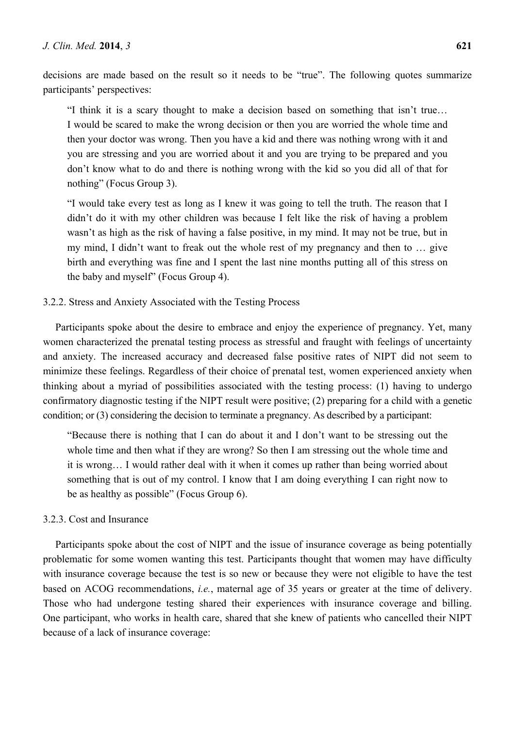decisions are made based on the result so it needs to be "true". The following quotes summarize participants' perspectives:

> "I think it is a scary thought to make a decision based on something that isn't true… I would be scared to make the wrong decision or then you are worried the whole time and then your doctor was wrong. Then you have a kid and there was nothing wrong with it and you are stressing and you are worried about it and you are trying to be prepared and you don't know what to do and there is nothing wrong with the kid so you did all of that for nothing" (Focus Group 3).

> "I would take every test as long as I knew it was going to tell the truth. The reason that I didn't do it with my other children was because I felt like the risk of having a problem wasn't as high as the risk of having a false positive, in my mind. It may not be true, but in my mind, I didn't want to freak out the whole rest of my pregnancy and then to … give birth and everything was fine and I spent the last nine months putting all of this stress on the baby and myself" (Focus Group 4).

#### 3.2.2. Stress and Anxiety Associated with the Testing Process

Participants spoke about the desire to embrace and enjoy the experience of pregnancy. Yet, many women characterized the prenatal testing process as stressful and fraught with feelings of uncertainty and anxiety. The increased accuracy and decreased false positive rates of NIPT did not seem to minimize these feelings. Regardless of their choice of prenatal test, women experienced anxiety when thinking about a myriad of possibilities associated with the testing process: (1) having to undergo confirmatory diagnostic testing if the NIPT result were positive; (2) preparing for a child with a genetic condition; or (3) considering the decision to terminate a pregnancy. As described by a participant:

> "Because there is nothing that I can do about it and I don't want to be stressing out the whole time and then what if they are wrong? So then I am stressing out the whole time and it is wrong… I would rather deal with it when it comes up rather than being worried about something that is out of my control. I know that I am doing everything I can right now to be as healthy as possible" (Focus Group 6).

#### 3.2.3. Cost and Insurance

Participants spoke about the cost of NIPT and the issue of insurance coverage as being potentially problematic for some women wanting this test. Participants thought that women may have difficulty with insurance coverage because the test is so new or because they were not eligible to have the test based on ACOG recommendations, *i.e.*, maternal age of 35 years or greater at the time of delivery. Those who had undergone testing shared their experiences with insurance coverage and billing. One participant, who works in health care, shared that she knew of patients who cancelled their NIPT because of a lack of insurance coverage: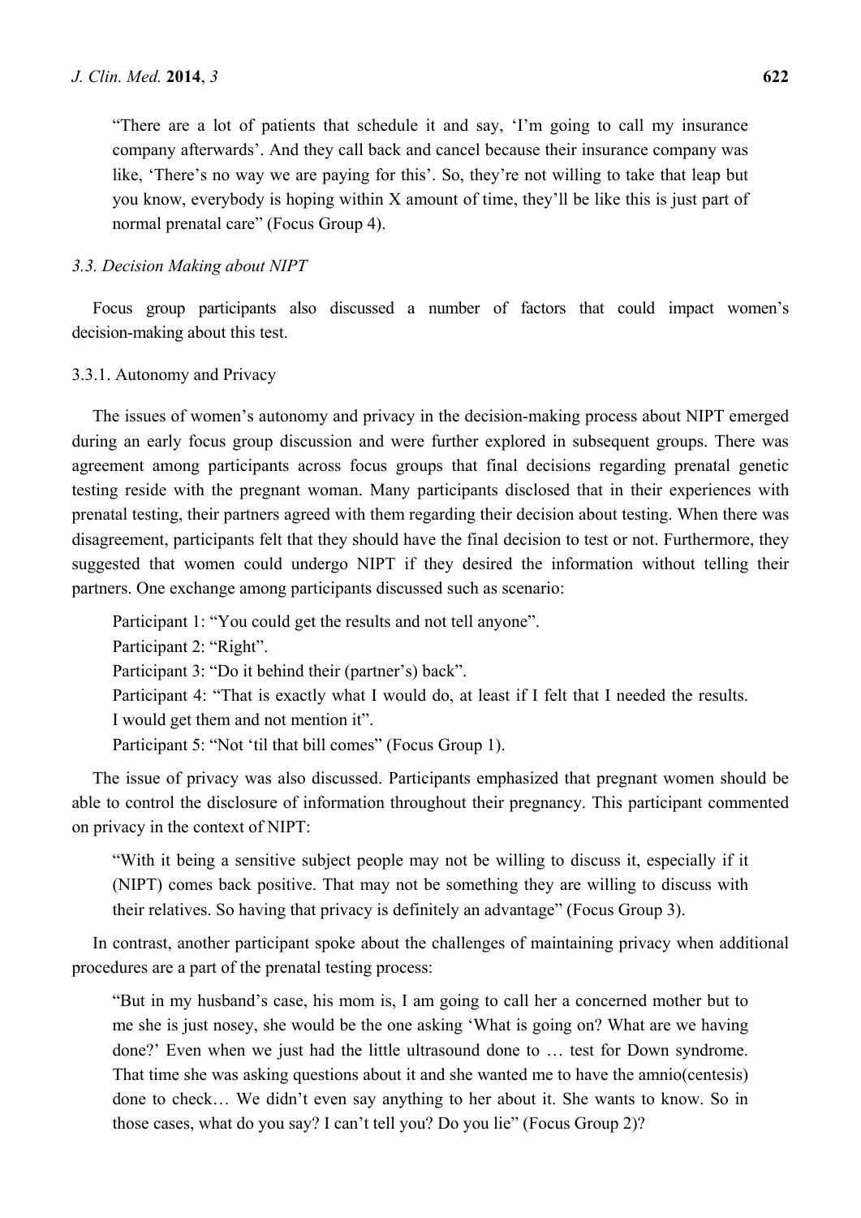> "There are a lot of patients that schedule it and say, 'I'm going to call my insurance company afterwards'. And they call back and cancel because their insurance company was like, 'There's no way we are paying for this'. So, they're not willing to take that leap but you know, everybody is hoping within X amount of time, they'll be like this is just part of normal prenatal care" (Focus Group 4).

### *3.3. Decision Making about NIPT*

Focus group participants also discussed a number of factors that could impact women's decision-making about this test.

#### 3.3.1. Autonomy and Privacy

The issues of women's autonomy and privacy in the decision-making process about NIPT emerged during an early focus group discussion and were further explored in subsequent groups. There was agreement among participants across focus groups that final decisions regarding prenatal genetic testing reside with the pregnant woman. Many participants disclosed that in their experiences with prenatal testing, their partners agreed with them regarding their decision about testing. When there was disagreement, participants felt that they should have the final decision to test or not. Furthermore, they suggested that women could undergo NIPT if they desired the information without telling their partners. One exchange among participants discussed such as scenario:

> Participant 1: "You could get the results and not tell anyone".
> Participant 2: "Right".
> Participant 3: "Do it behind their (partner's) back".
> Participant 4: "That is exactly what I would do, at least if I felt that I needed the results. I would get them and not mention it".
> Participant 5: "Not 'til that bill comes" (Focus Group 1).

The issue of privacy was also discussed. Participants emphasized that pregnant women should be able to control the disclosure of information throughout their pregnancy. This participant commented on privacy in the context of NIPT:

> "With it being a sensitive subject people may not be willing to discuss it, especially if it (NIPT) comes back positive. That may not be something they are willing to discuss with their relatives. So having that privacy is definitely an advantage" (Focus Group 3).

In contrast, another participant spoke about the challenges of maintaining privacy when additional procedures are a part of the prenatal testing process:

> "But in my husband's case, his mom is, I am going to call her a concerned mother but to me she is just nosey, she would be the one asking 'What is going on? What are we having done?' Even when we just had the little ultrasound done to … test for Down syndrome. That time she was asking questions about it and she wanted me to have the amnio(centesis) done to check… We didn't even say anything to her about it. She wants to know. So in those cases, what do you say? I can't tell you? Do you lie" (Focus Group 2)?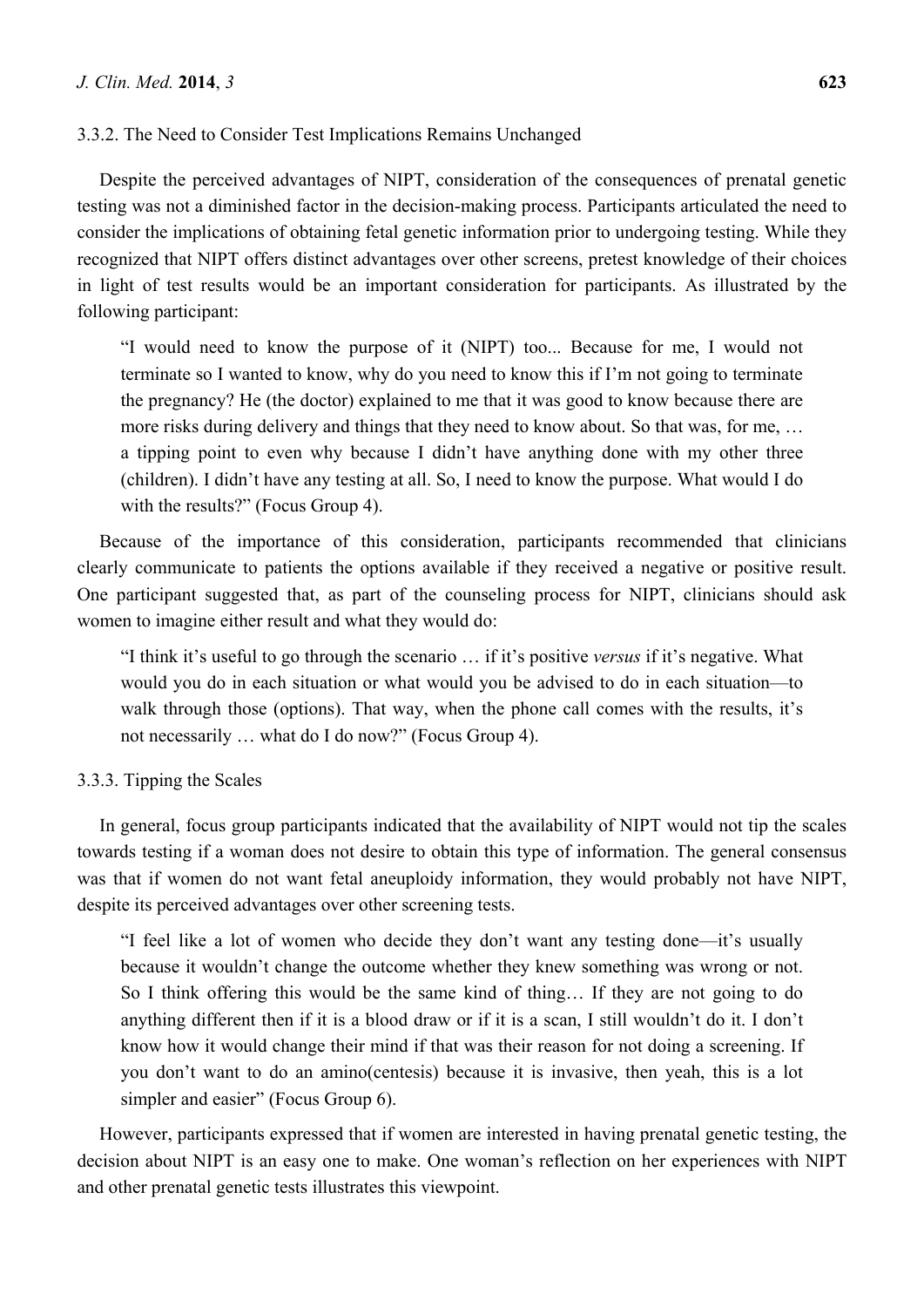#### 3.3.2. The Need to Consider Test Implications Remains Unchanged

Despite the perceived advantages of NIPT, consideration of the consequences of prenatal genetic testing was not a diminished factor in the decision-making process. Participants articulated the need to consider the implications of obtaining fetal genetic information prior to undergoing testing. While they recognized that NIPT offers distinct advantages over other screens, pretest knowledge of their choices in light of test results would be an important consideration for participants. As illustrated by the following participant:

> "I would need to know the purpose of it (NIPT) too... Because for me, I would not terminate so I wanted to know, why do you need to know this if I'm not going to terminate the pregnancy? He (the doctor) explained to me that it was good to know because there are more risks during delivery and things that they need to know about. So that was, for me, … a tipping point to even why because I didn't have anything done with my other three (children). I didn't have any testing at all. So, I need to know the purpose. What would I do with the results?" (Focus Group 4).

Because of the importance of this consideration, participants recommended that clinicians clearly communicate to patients the options available if they received a negative or positive result. One participant suggested that, as part of the counseling process for NIPT, clinicians should ask women to imagine either result and what they would do:

> "I think it's useful to go through the scenario … if it's positive *versus* if it's negative. What would you do in each situation or what would you be advised to do in each situation—to walk through those (options). That way, when the phone call comes with the results, it's not necessarily … what do I do now?" (Focus Group 4).

#### 3.3.3. Tipping the Scales

In general, focus group participants indicated that the availability of NIPT would not tip the scales towards testing if a woman does not desire to obtain this type of information. The general consensus was that if women do not want fetal aneuploidy information, they would probably not have NIPT, despite its perceived advantages over other screening tests.

> "I feel like a lot of women who decide they don't want any testing done—it's usually because it wouldn't change the outcome whether they knew something was wrong or not. So I think offering this would be the same kind of thing… If they are not going to do anything different then if it is a blood draw or if it is a scan, I still wouldn't do it. I don't know how it would change their mind if that was their reason for not doing a screening. If you don't want to do an amino(centesis) because it is invasive, then yeah, this is a lot simpler and easier" (Focus Group 6).

However, participants expressed that if women are interested in having prenatal genetic testing, the decision about NIPT is an easy one to make. One woman's reflection on her experiences with NIPT and other prenatal genetic tests illustrates this viewpoint.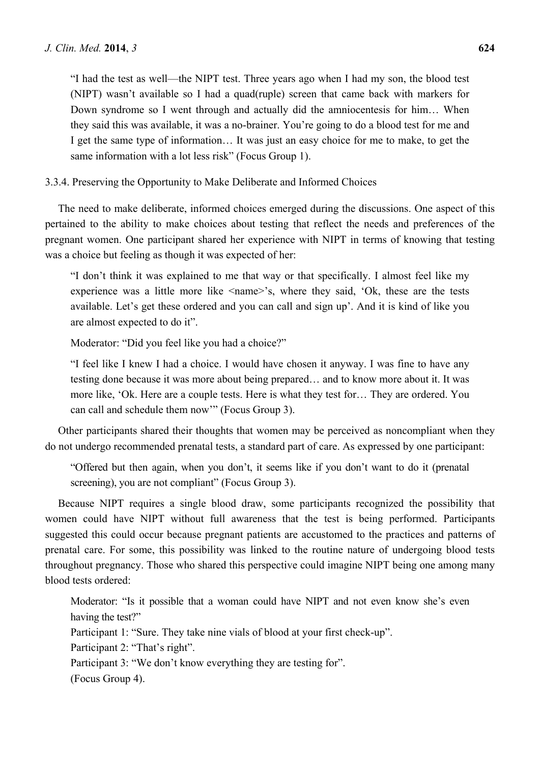> "I had the test as well—the NIPT test. Three years ago when I had my son, the blood test (NIPT) wasn't available so I had a quad(ruple) screen that came back with markers for Down syndrome so I went through and actually did the amniocentesis for him… When they said this was available, it was a no-brainer. You're going to do a blood test for me and I get the same type of information… It was just an easy choice for me to make, to get the same information with a lot less risk" (Focus Group 1).

#### 3.3.4. Preserving the Opportunity to Make Deliberate and Informed Choices

The need to make deliberate, informed choices emerged during the discussions. One aspect of this pertained to the ability to make choices about testing that reflect the needs and preferences of the pregnant women. One participant shared her experience with NIPT in terms of knowing that testing was a choice but feeling as though it was expected of her:

> "I don't think it was explained to me that way or that specifically. I almost feel like my experience was a little more like <name>'s, where they said, 'Ok, these are the tests available. Let's get these ordered and you can call and sign up'. And it is kind of like you are almost expected to do it".
>
> Moderator: "Did you feel like you had a choice?"
>
> "I feel like I knew I had a choice. I would have chosen it anyway. I was fine to have any testing done because it was more about being prepared… and to know more about it. It was more like, 'Ok. Here are a couple tests. Here is what they test for… They are ordered. You can call and schedule them now'" (Focus Group 3).

Other participants shared their thoughts that women may be perceived as noncompliant when they do not undergo recommended prenatal tests, a standard part of care. As expressed by one participant:

> "Offered but then again, when you don't, it seems like if you don't want to do it (prenatal screening), you are not compliant" (Focus Group 3).

Because NIPT requires a single blood draw, some participants recognized the possibility that women could have NIPT without full awareness that the test is being performed. Participants suggested this could occur because pregnant patients are accustomed to the practices and patterns of prenatal care. For some, this possibility was linked to the routine nature of undergoing blood tests throughout pregnancy. Those who shared this perspective could imagine NIPT being one among many blood tests ordered:

> Moderator: "Is it possible that a woman could have NIPT and not even know she's even having the test?"
> Participant 1: "Sure. They take nine vials of blood at your first check-up".
> Participant 2: "That's right".
> Participant 3: "We don't know everything they are testing for".
> (Focus Group 4).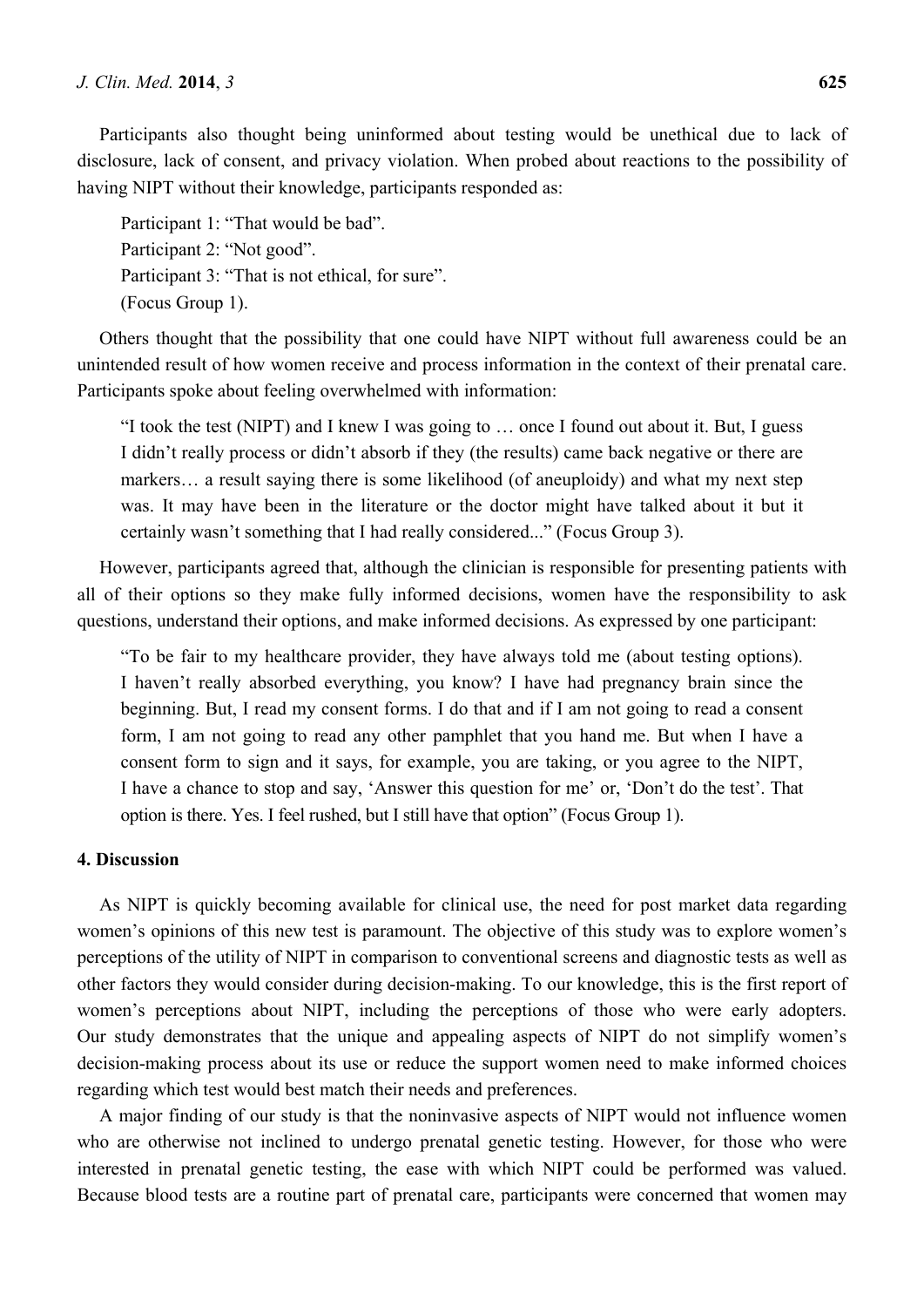Participants also thought being uninformed about testing would be unethical due to lack of disclosure, lack of consent, and privacy violation. When probed about reactions to the possibility of having NIPT without their knowledge, participants responded as:

> Participant 1: "That would be bad".
> Participant 2: "Not good".
> Participant 3: "That is not ethical, for sure".
> (Focus Group 1).

Others thought that the possibility that one could have NIPT without full awareness could be an unintended result of how women receive and process information in the context of their prenatal care. Participants spoke about feeling overwhelmed with information:

> "I took the test (NIPT) and I knew I was going to … once I found out about it. But, I guess I didn't really process or didn't absorb if they (the results) came back negative or there are markers… a result saying there is some likelihood (of aneuploidy) and what my next step was. It may have been in the literature or the doctor might have talked about it but it certainly wasn't something that I had really considered..." (Focus Group 3).

However, participants agreed that, although the clinician is responsible for presenting patients with all of their options so they make fully informed decisions, women have the responsibility to ask questions, understand their options, and make informed decisions. As expressed by one participant:

> "To be fair to my healthcare provider, they have always told me (about testing options). I haven't really absorbed everything, you know? I have had pregnancy brain since the beginning. But, I read my consent forms. I do that and if I am not going to read a consent form, I am not going to read any other pamphlet that you hand me. But when I have a consent form to sign and it says, for example, you are taking, or you agree to the NIPT, I have a chance to stop and say, 'Answer this question for me' or, 'Don't do the test'. That option is there. Yes. I feel rushed, but I still have that option" (Focus Group 1).

## 4. Discussion

As NIPT is quickly becoming available for clinical use, the need for post market data regarding women's opinions of this new test is paramount. The objective of this study was to explore women's perceptions of the utility of NIPT in comparison to conventional screens and diagnostic tests as well as other factors they would consider during decision-making. To our knowledge, this is the first report of women's perceptions about NIPT, including the perceptions of those who were early adopters. Our study demonstrates that the unique and appealing aspects of NIPT do not simplify women's decision-making process about its use or reduce the support women need to make informed choices regarding which test would best match their needs and preferences.

A major finding of our study is that the noninvasive aspects of NIPT would not influence women who are otherwise not inclined to undergo prenatal genetic testing. However, for those who were interested in prenatal genetic testing, the ease with which NIPT could be performed was valued. Because blood tests are a routine part of prenatal care, participants were concerned that women may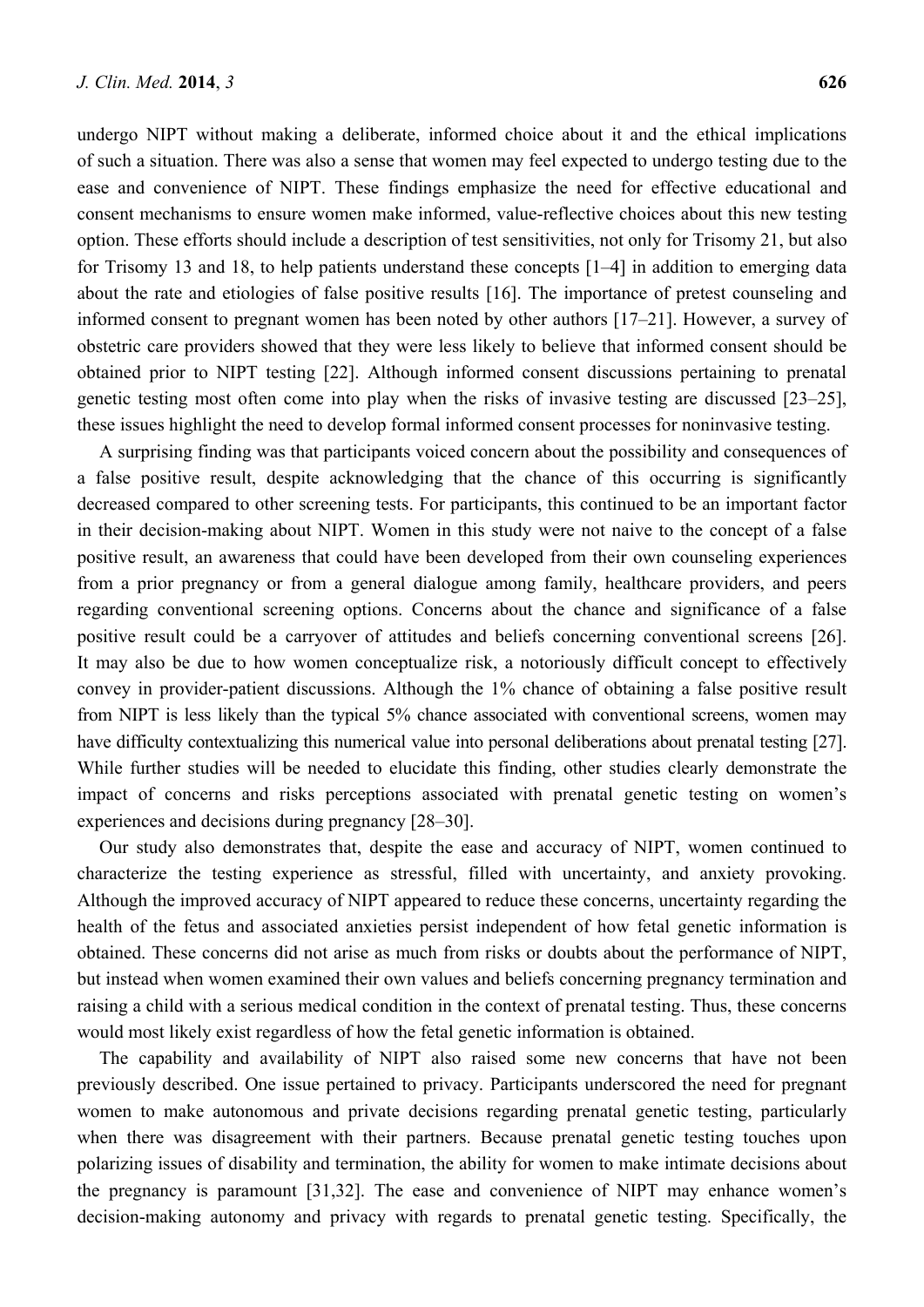undergo NIPT without making a deliberate, informed choice about it and the ethical implications of such a situation. There was also a sense that women may feel expected to undergo testing due to the ease and convenience of NIPT. These findings emphasize the need for effective educational and consent mechanisms to ensure women make informed, value-reflective choices about this new testing option. These efforts should include a description of test sensitivities, not only for Trisomy 21, but also for Trisomy 13 and 18, to help patients understand these concepts [1–4] in addition to emerging data about the rate and etiologies of false positive results [16]. The importance of pretest counseling and informed consent to pregnant women has been noted by other authors [17–21]. However, a survey of obstetric care providers showed that they were less likely to believe that informed consent should be obtained prior to NIPT testing [22]. Although informed consent discussions pertaining to prenatal genetic testing most often come into play when the risks of invasive testing are discussed [23–25], these issues highlight the need to develop formal informed consent processes for noninvasive testing.

A surprising finding was that participants voiced concern about the possibility and consequences of a false positive result, despite acknowledging that the chance of this occurring is significantly decreased compared to other screening tests. For participants, this continued to be an important factor in their decision-making about NIPT. Women in this study were not naive to the concept of a false positive result, an awareness that could have been developed from their own counseling experiences from a prior pregnancy or from a general dialogue among family, healthcare providers, and peers regarding conventional screening options. Concerns about the chance and significance of a false positive result could be a carryover of attitudes and beliefs concerning conventional screens [26]. It may also be due to how women conceptualize risk, a notoriously difficult concept to effectively convey in provider-patient discussions. Although the 1% chance of obtaining a false positive result from NIPT is less likely than the typical 5% chance associated with conventional screens, women may have difficulty contextualizing this numerical value into personal deliberations about prenatal testing [27]. While further studies will be needed to elucidate this finding, other studies clearly demonstrate the impact of concerns and risks perceptions associated with prenatal genetic testing on women's experiences and decisions during pregnancy [28–30].

Our study also demonstrates that, despite the ease and accuracy of NIPT, women continued to characterize the testing experience as stressful, filled with uncertainty, and anxiety provoking. Although the improved accuracy of NIPT appeared to reduce these concerns, uncertainty regarding the health of the fetus and associated anxieties persist independent of how fetal genetic information is obtained. These concerns did not arise as much from risks or doubts about the performance of NIPT, but instead when women examined their own values and beliefs concerning pregnancy termination and raising a child with a serious medical condition in the context of prenatal testing. Thus, these concerns would most likely exist regardless of how the fetal genetic information is obtained.

The capability and availability of NIPT also raised some new concerns that have not been previously described. One issue pertained to privacy. Participants underscored the need for pregnant women to make autonomous and private decisions regarding prenatal genetic testing, particularly when there was disagreement with their partners. Because prenatal genetic testing touches upon polarizing issues of disability and termination, the ability for women to make intimate decisions about the pregnancy is paramount [31,32]. The ease and convenience of NIPT may enhance women's decision-making autonomy and privacy with regards to prenatal genetic testing. Specifically, the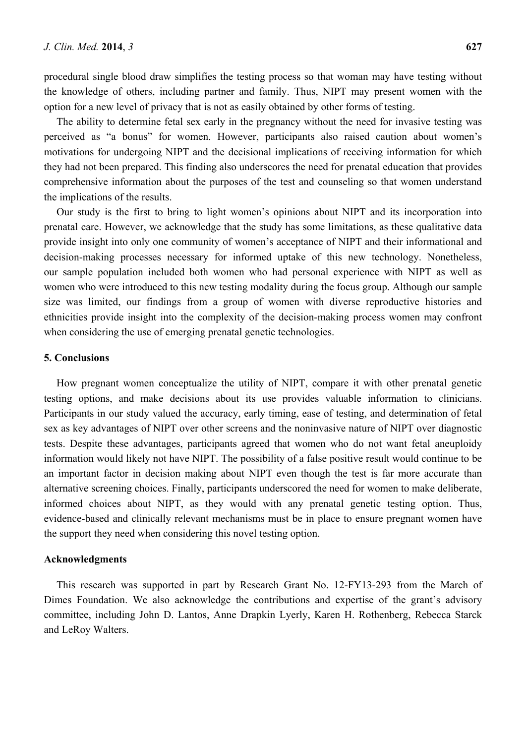procedural single blood draw simplifies the testing process so that woman may have testing without the knowledge of others, including partner and family. Thus, NIPT may present women with the option for a new level of privacy that is not as easily obtained by other forms of testing.

The ability to determine fetal sex early in the pregnancy without the need for invasive testing was perceived as "a bonus" for women. However, participants also raised caution about women's motivations for undergoing NIPT and the decisional implications of receiving information for which they had not been prepared. This finding also underscores the need for prenatal education that provides comprehensive information about the purposes of the test and counseling so that women understand the implications of the results.

Our study is the first to bring to light women's opinions about NIPT and its incorporation into prenatal care. However, we acknowledge that the study has some limitations, as these qualitative data provide insight into only one community of women's acceptance of NIPT and their informational and decision-making processes necessary for informed uptake of this new technology. Nonetheless, our sample population included both women who had personal experience with NIPT as well as women who were introduced to this new testing modality during the focus group. Although our sample size was limited, our findings from a group of women with diverse reproductive histories and ethnicities provide insight into the complexity of the decision-making process women may confront when considering the use of emerging prenatal genetic technologies.

## 5. Conclusions

How pregnant women conceptualize the utility of NIPT, compare it with other prenatal genetic testing options, and make decisions about its use provides valuable information to clinicians. Participants in our study valued the accuracy, early timing, ease of testing, and determination of fetal sex as key advantages of NIPT over other screens and the noninvasive nature of NIPT over diagnostic tests. Despite these advantages, participants agreed that women who do not want fetal aneuploidy information would likely not have NIPT. The possibility of a false positive result would continue to be an important factor in decision making about NIPT even though the test is far more accurate than alternative screening choices. Finally, participants underscored the need for women to make deliberate, informed choices about NIPT, as they would with any prenatal genetic testing option. Thus, evidence-based and clinically relevant mechanisms must be in place to ensure pregnant women have the support they need when considering this novel testing option.

## Acknowledgments

This research was supported in part by Research Grant No. 12-FY13-293 from the March of Dimes Foundation. We also acknowledge the contributions and expertise of the grant's advisory committee, including John D. Lantos, Anne Drapkin Lyerly, Karen H. Rothenberg, Rebecca Starck and LeRoy Walters.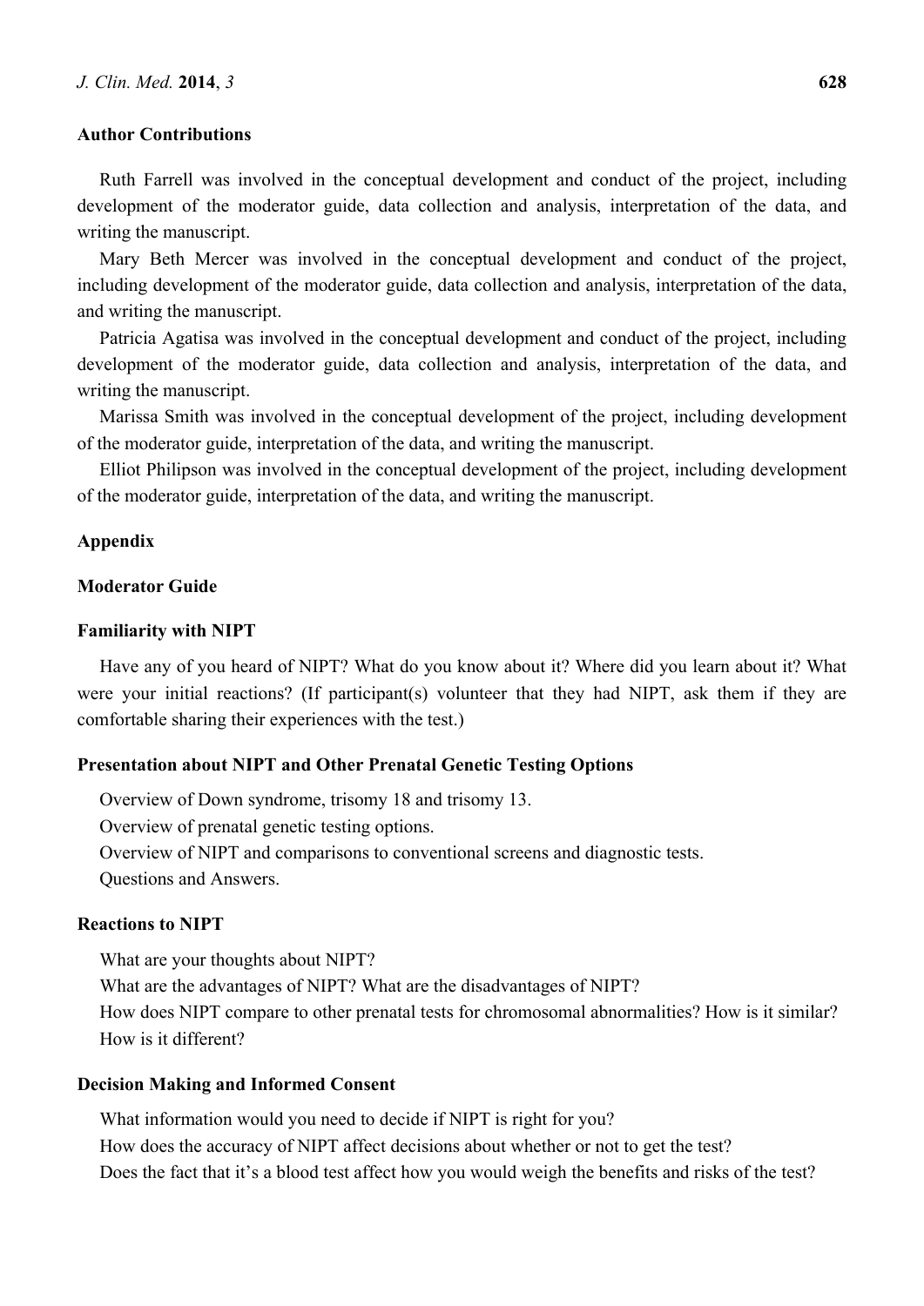## Author Contributions

Ruth Farrell was involved in the conceptual development and conduct of the project, including development of the moderator guide, data collection and analysis, interpretation of the data, and writing the manuscript.

Mary Beth Mercer was involved in the conceptual development and conduct of the project, including development of the moderator guide, data collection and analysis, interpretation of the data, and writing the manuscript.

Patricia Agatisa was involved in the conceptual development and conduct of the project, including development of the moderator guide, data collection and analysis, interpretation of the data, and writing the manuscript.

Marissa Smith was involved in the conceptual development of the project, including development of the moderator guide, interpretation of the data, and writing the manuscript.

Elliot Philipson was involved in the conceptual development of the project, including development of the moderator guide, interpretation of the data, and writing the manuscript.

## Appendix

### Moderator Guide

#### Familiarity with NIPT

Have any of you heard of NIPT? What do you know about it? Where did you learn about it? What were your initial reactions? (If participant(s) volunteer that they had NIPT, ask them if they are comfortable sharing their experiences with the test.)

#### Presentation about NIPT and Other Prenatal Genetic Testing Options

Overview of Down syndrome, trisomy 18 and trisomy 13.

Overview of prenatal genetic testing options.

Overview of NIPT and comparisons to conventional screens and diagnostic tests.

Questions and Answers.

#### Reactions to NIPT

What are your thoughts about NIPT?

What are the advantages of NIPT? What are the disadvantages of NIPT?

How does NIPT compare to other prenatal tests for chromosomal abnormalities? How is it similar? How is it different?

#### Decision Making and Informed Consent

What information would you need to decide if NIPT is right for you?

How does the accuracy of NIPT affect decisions about whether or not to get the test?

Does the fact that it's a blood test affect how you would weigh the benefits and risks of the test?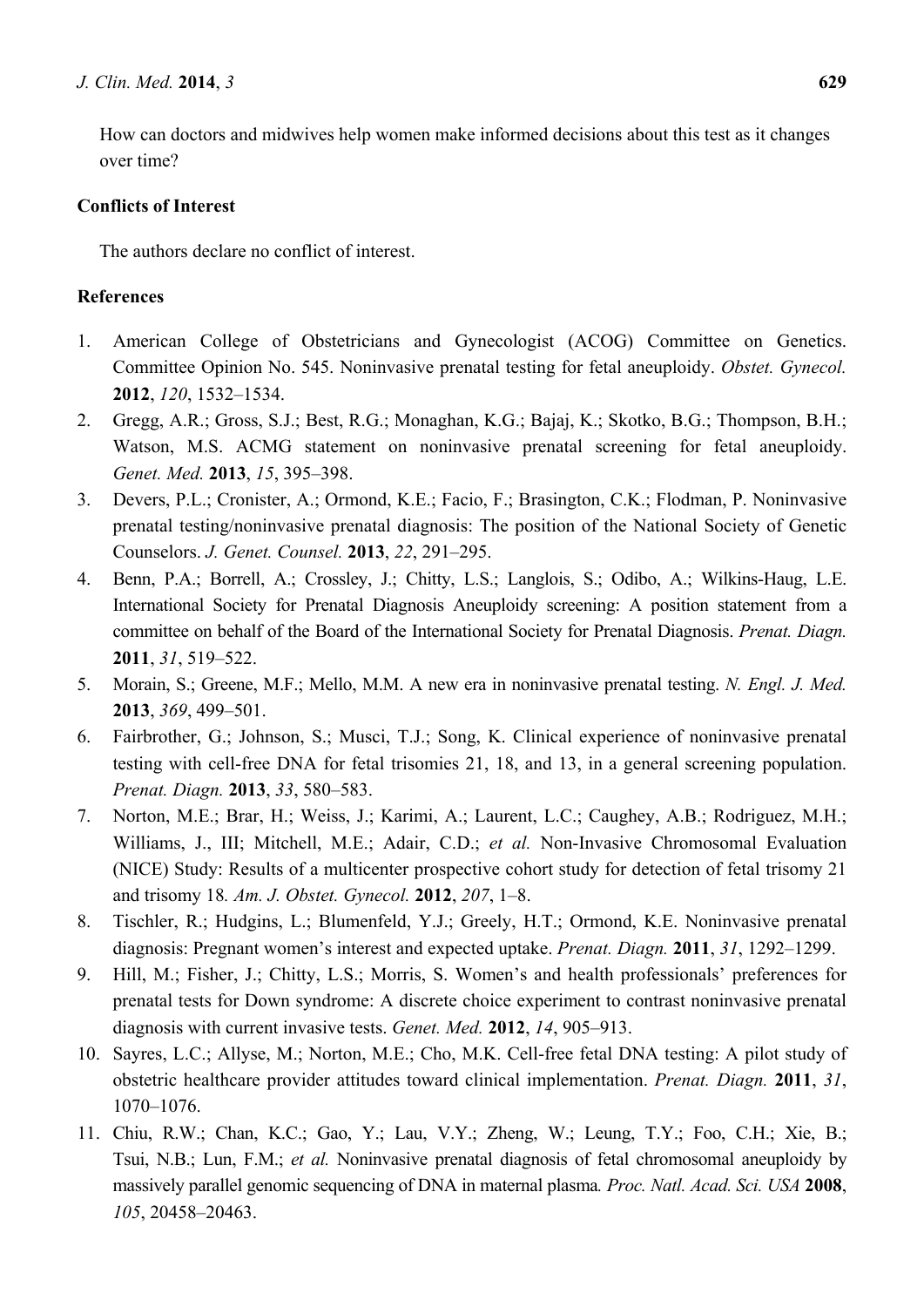How can doctors and midwives help women make informed decisions about this test as it changes over time?

## Conflicts of Interest

The authors declare no conflict of interest.

## References

1. American College of Obstetricians and Gynecologist (ACOG) Committee on Genetics. Committee Opinion No. 545. Noninvasive prenatal testing for fetal aneuploidy. *Obstet. Gynecol.* **2012**, *120*, 1532–1534.
2. Gregg, A.R.; Gross, S.J.; Best, R.G.; Monaghan, K.G.; Bajaj, K.; Skotko, B.G.; Thompson, B.H.; Watson, M.S. ACMG statement on noninvasive prenatal screening for fetal aneuploidy. *Genet. Med.* **2013**, *15*, 395–398.
3. Devers, P.L.; Cronister, A.; Ormond, K.E.; Facio, F.; Brasington, C.K.; Flodman, P. Noninvasive prenatal testing/noninvasive prenatal diagnosis: The position of the National Society of Genetic Counselors. *J. Genet. Counsel.* **2013**, *22*, 291–295.
4. Benn, P.A.; Borrell, A.; Crossley, J.; Chitty, L.S.; Langlois, S.; Odibo, A.; Wilkins-Haug, L.E. International Society for Prenatal Diagnosis Aneuploidy screening: A position statement from a committee on behalf of the Board of the International Society for Prenatal Diagnosis. *Prenat. Diagn.* **2011**, *31*, 519–522.
5. Morain, S.; Greene, M.F.; Mello, M.M. A new era in noninvasive prenatal testing. *N. Engl. J. Med.* **2013**, *369*, 499–501.
6. Fairbrother, G.; Johnson, S.; Musci, T.J.; Song, K. Clinical experience of noninvasive prenatal testing with cell-free DNA for fetal trisomies 21, 18, and 13, in a general screening population. *Prenat. Diagn.* **2013**, *33*, 580–583.
7. Norton, M.E.; Brar, H.; Weiss, J.; Karimi, A.; Laurent, L.C.; Caughey, A.B.; Rodriguez, M.H.; Williams, J., III; Mitchell, M.E.; Adair, C.D.; *et al.* Non-Invasive Chromosomal Evaluation (NICE) Study: Results of a multicenter prospective cohort study for detection of fetal trisomy 21 and trisomy 18*. Am. J. Obstet. Gynecol.* **2012**, *207*, 1–8.
8. Tischler, R.; Hudgins, L.; Blumenfeld, Y.J.; Greely, H.T.; Ormond, K.E. Noninvasive prenatal diagnosis: Pregnant women's interest and expected uptake. *Prenat. Diagn.* **2011**, *31*, 1292–1299.
9. Hill, M.; Fisher, J.; Chitty, L.S.; Morris, S. Women's and health professionals' preferences for prenatal tests for Down syndrome: A discrete choice experiment to contrast noninvasive prenatal diagnosis with current invasive tests. *Genet. Med.* **2012**, *14*, 905–913.
10. Sayres, L.C.; Allyse, M.; Norton, M.E.; Cho, M.K. Cell-free fetal DNA testing: A pilot study of obstetric healthcare provider attitudes toward clinical implementation. *Prenat. Diagn.* **2011**, *31*, 1070–1076.
11. Chiu, R.W.; Chan, K.C.; Gao, Y.; Lau, V.Y.; Zheng, W.; Leung, T.Y.; Foo, C.H.; Xie, B.; Tsui, N.B.; Lun, F.M.; *et al.* Noninvasive prenatal diagnosis of fetal chromosomal aneuploidy by massively parallel genomic sequencing of DNA in maternal plasma*. Proc. Natl. Acad. Sci. USA* **2008**, *105*, 20458–20463.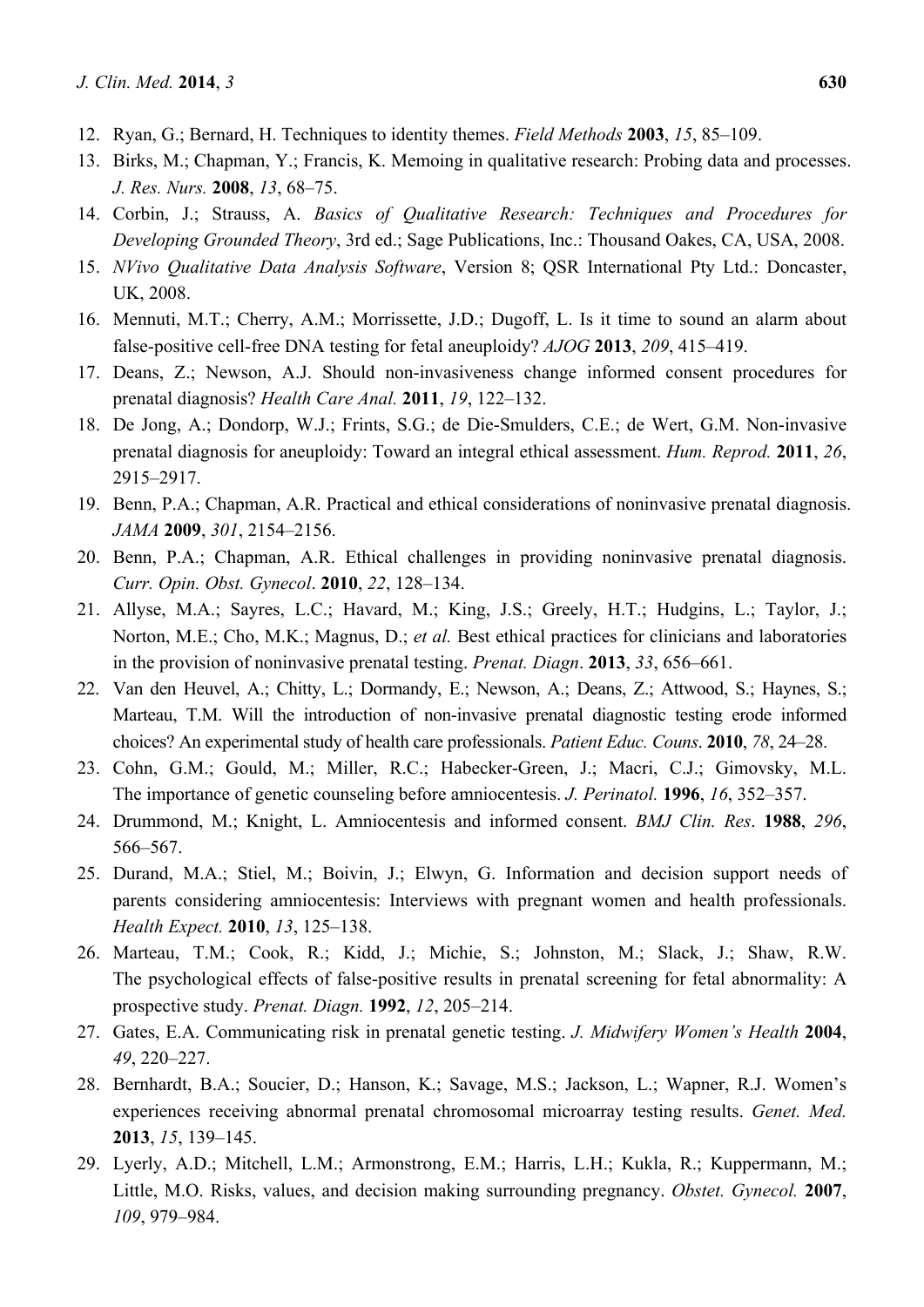12. Ryan, G.; Bernard, H. Techniques to identity themes. *Field Methods* **2003**, *15*, 85–109.
13. Birks, M.; Chapman, Y.; Francis, K. Memoing in qualitative research: Probing data and processes. *J. Res. Nurs.* **2008**, *13*, 68–75.
14. Corbin, J.; Strauss, A. *Basics of Qualitative Research: Techniques and Procedures for Developing Grounded Theory*, 3rd ed.; Sage Publications, Inc.: Thousand Oakes, CA, USA, 2008.
15. *NVivo Qualitative Data Analysis Software*, Version 8; QSR International Pty Ltd.: Doncaster, UK, 2008.
16. Mennuti, M.T.; Cherry, A.M.; Morrissette, J.D.; Dugoff, L. Is it time to sound an alarm about false-positive cell-free DNA testing for fetal aneuploidy? *AJOG* **2013**, *209*, 415–419.
17. Deans, Z.; Newson, A.J. Should non-invasiveness change informed consent procedures for prenatal diagnosis? *Health Care Anal.* **2011**, *19*, 122–132.
18. De Jong, A.; Dondorp, W.J.; Frints, S.G.; de Die-Smulders, C.E.; de Wert, G.M. Non-invasive prenatal diagnosis for aneuploidy: Toward an integral ethical assessment. *Hum. Reprod.* **2011**, *26*, 2915–2917.
19. Benn, P.A.; Chapman, A.R. Practical and ethical considerations of noninvasive prenatal diagnosis. *JAMA* **2009**, *301*, 2154–2156.
20. Benn, P.A.; Chapman, A.R. Ethical challenges in providing noninvasive prenatal diagnosis. *Curr. Opin. Obst. Gynecol*. **2010**, *22*, 128–134.
21. Allyse, M.A.; Sayres, L.C.; Havard, M.; King, J.S.; Greely, H.T.; Hudgins, L.; Taylor, J.; Norton, M.E.; Cho, M.K.; Magnus, D.; *et al.* Best ethical practices for clinicians and laboratories in the provision of noninvasive prenatal testing. *Prenat. Diagn*. **2013**, *33*, 656–661.
22. Van den Heuvel, A.; Chitty, L.; Dormandy, E.; Newson, A.; Deans, Z.; Attwood, S.; Haynes, S.; Marteau, T.M. Will the introduction of non-invasive prenatal diagnostic testing erode informed choices? An experimental study of health care professionals. *Patient Educ. Couns*. **2010**, *78*, 24–28.
23. Cohn, G.M.; Gould, M.; Miller, R.C.; Habecker-Green, J.; Macri, C.J.; Gimovsky, M.L. The importance of genetic counseling before amniocentesis. *J. Perinatol.* **1996**, *16*, 352–357.
24. Drummond, M.; Knight, L. Amniocentesis and informed consent. *BMJ Clin. Res*. **1988**, *296*, 566–567.
25. Durand, M.A.; Stiel, M.; Boivin, J.; Elwyn, G. Information and decision support needs of parents considering amniocentesis: Interviews with pregnant women and health professionals. *Health Expect.* **2010**, *13*, 125–138.
26. Marteau, T.M.; Cook, R.; Kidd, J.; Michie, S.; Johnston, M.; Slack, J.; Shaw, R.W. The psychological effects of false-positive results in prenatal screening for fetal abnormality: A prospective study. *Prenat. Diagn.* **1992**, *12*, 205–214.
27. Gates, E.A. Communicating risk in prenatal genetic testing. *J. Midwifery Women's Health* **2004**, *49*, 220–227.
28. Bernhardt, B.A.; Soucier, D.; Hanson, K.; Savage, M.S.; Jackson, L.; Wapner, R.J. Women's experiences receiving abnormal prenatal chromosomal microarray testing results. *Genet. Med.* **2013**, *15*, 139–145.
29. Lyerly, A.D.; Mitchell, L.M.; Armonstrong, E.M.; Harris, L.H.; Kukla, R.; Kuppermann, M.; Little, M.O. Risks, values, and decision making surrounding pregnancy. *Obstet. Gynecol.* **2007**, *109*, 979–984.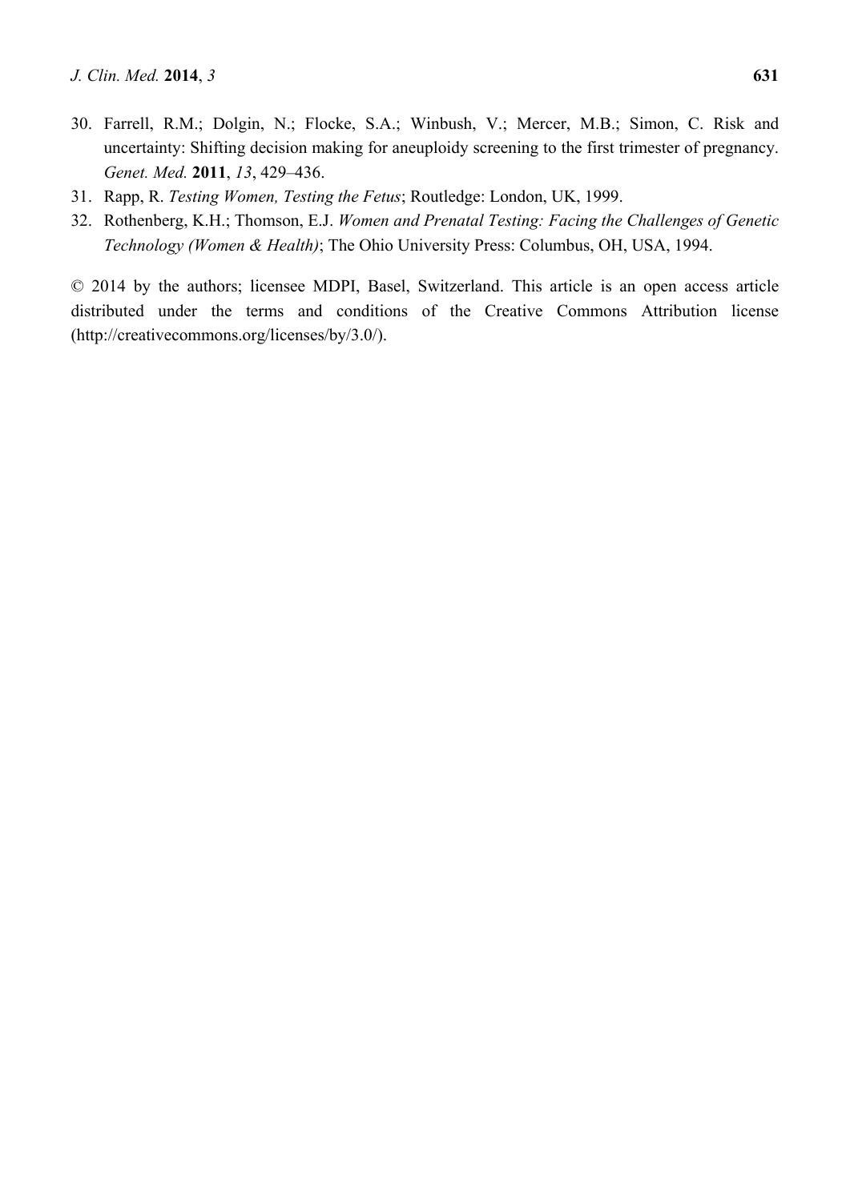30. Farrell, R.M.; Dolgin, N.; Flocke, S.A.; Winbush, V.; Mercer, M.B.; Simon, C. Risk and uncertainty: Shifting decision making for aneuploidy screening to the first trimester of pregnancy. *Genet. Med.* **2011**, *13*, 429–436.
31. Rapp, R. *Testing Women, Testing the Fetus*; Routledge: London, UK, 1999.
32. Rothenberg, K.H.; Thomson, E.J. *Women and Prenatal Testing: Facing the Challenges of Genetic Technology (Women & Health)*; The Ohio University Press: Columbus, OH, USA, 1994.

© 2014 by the authors; licensee MDPI, Basel, Switzerland. This article is an open access article distributed under the terms and conditions of the Creative Commons Attribution license (http://creativecommons.org/licenses/by/3.0/).